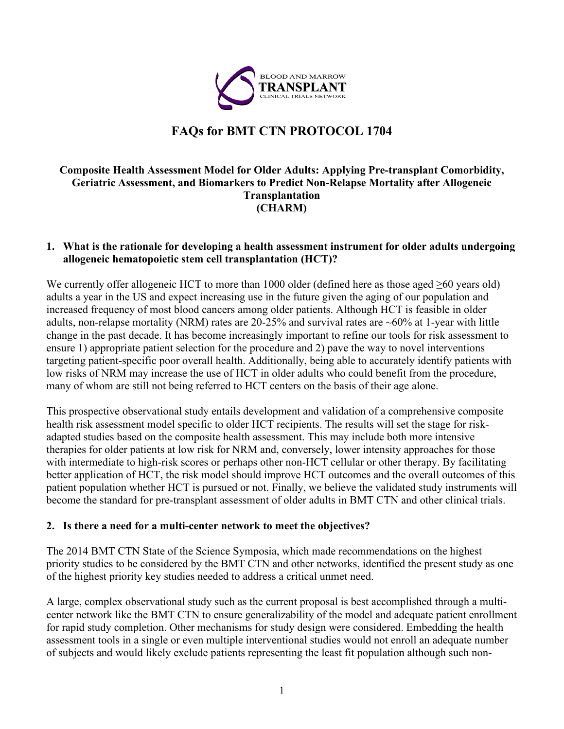# FAQs for BMT CTN PROTOCOL 1704

**Composite Health Assessment Model for Older Adults: Applying Pre-transplant Comorbidity, Geriatric Assessment, and Biomarkers to Predict Non-Relapse Mortality after Allogeneic Transplantation (CHARM)**

## 1. What is the rationale for developing a health assessment instrument for older adults undergoing allogeneic hematopoietic stem cell transplantation (HCT)?

We currently offer allogeneic HCT to more than 1000 older (defined here as those aged ≥60 years old) adults a year in the US and expect increasing use in the future given the aging of our population and increased frequency of most blood cancers among older patients. Although HCT is feasible in older adults, non-relapse mortality (NRM) rates are 20-25% and survival rates are ~60% at 1-year with little change in the past decade. It has become increasingly important to refine our tools for risk assessment to ensure 1) appropriate patient selection for the procedure and 2) pave the way to novel interventions targeting patient-specific poor overall health. Additionally, being able to accurately identify patients with low risks of NRM may increase the use of HCT in older adults who could benefit from the procedure, many of whom are still not being referred to HCT centers on the basis of their age alone.

This prospective observational study entails development and validation of a comprehensive composite health risk assessment model specific to older HCT recipients. The results will set the stage for risk-adapted studies based on the composite health assessment. This may include both more intensive therapies for older patients at low risk for NRM and, conversely, lower intensity approaches for those with intermediate to high-risk scores or perhaps other non-HCT cellular or other therapy. By facilitating better application of HCT, the risk model should improve HCT outcomes and the overall outcomes of this patient population whether HCT is pursued or not. Finally, we believe the validated study instruments will become the standard for pre-transplant assessment of older adults in BMT CTN and other clinical trials.

## 2. Is there a need for a multi-center network to meet the objectives?

The 2014 BMT CTN State of the Science Symposia, which made recommendations on the highest priority studies to be considered by the BMT CTN and other networks, identified the present study as one of the highest priority key studies needed to address a critical unmet need.

A large, complex observational study such as the current proposal is best accomplished through a multi-center network like the BMT CTN to ensure generalizability of the model and adequate patient enrollment for rapid study completion. Other mechanisms for study design were considered. Embedding the health assessment tools in a single or even multiple interventional studies would not enroll an adequate number of subjects and would likely exclude patients representing the least fit population although such non-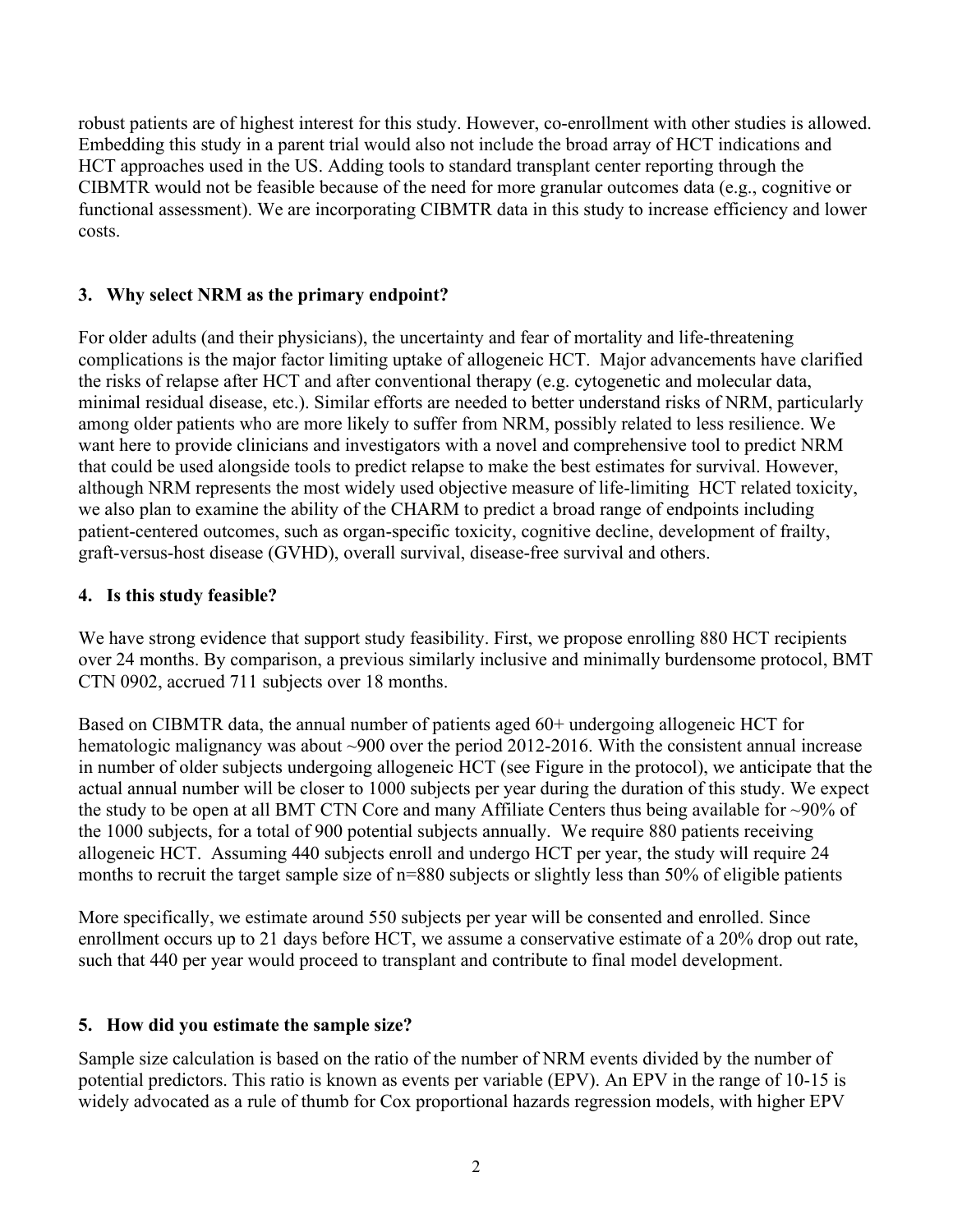robust patients are of highest interest for this study. However, co-enrollment with other studies is allowed. Embedding this study in a parent trial would also not include the broad array of HCT indications and HCT approaches used in the US. Adding tools to standard transplant center reporting through the CIBMTR would not be feasible because of the need for more granular outcomes data (e.g., cognitive or functional assessment). We are incorporating CIBMTR data in this study to increase efficiency and lower costs.

### 3. Why select NRM as the primary endpoint?

For older adults (and their physicians), the uncertainty and fear of mortality and life-threatening complications is the major factor limiting uptake of allogeneic HCT. Major advancements have clarified the risks of relapse after HCT and after conventional therapy (e.g. cytogenetic and molecular data, minimal residual disease, etc.). Similar efforts are needed to better understand risks of NRM, particularly among older patients who are more likely to suffer from NRM, possibly related to less resilience. We want here to provide clinicians and investigators with a novel and comprehensive tool to predict NRM that could be used alongside tools to predict relapse to make the best estimates for survival. However, although NRM represents the most widely used objective measure of life-limiting HCT related toxicity, we also plan to examine the ability of the CHARM to predict a broad range of endpoints including patient-centered outcomes, such as organ-specific toxicity, cognitive decline, development of frailty, graft-versus-host disease (GVHD), overall survival, disease-free survival and others.

### 4. Is this study feasible?

We have strong evidence that support study feasibility. First, we propose enrolling 880 HCT recipients over 24 months. By comparison, a previous similarly inclusive and minimally burdensome protocol, BMT CTN 0902, accrued 711 subjects over 18 months.

Based on CIBMTR data, the annual number of patients aged 60+ undergoing allogeneic HCT for hematologic malignancy was about ~900 over the period 2012-2016. With the consistent annual increase in number of older subjects undergoing allogeneic HCT (see Figure in the protocol), we anticipate that the actual annual number will be closer to 1000 subjects per year during the duration of this study. We expect the study to be open at all BMT CTN Core and many Affiliate Centers thus being available for ~90% of the 1000 subjects, for a total of 900 potential subjects annually. We require 880 patients receiving allogeneic HCT. Assuming 440 subjects enroll and undergo HCT per year, the study will require 24 months to recruit the target sample size of n=880 subjects or slightly less than 50% of eligible patients

More specifically, we estimate around 550 subjects per year will be consented and enrolled. Since enrollment occurs up to 21 days before HCT, we assume a conservative estimate of a 20% drop out rate, such that 440 per year would proceed to transplant and contribute to final model development.

### 5. How did you estimate the sample size?

Sample size calculation is based on the ratio of the number of NRM events divided by the number of potential predictors. This ratio is known as events per variable (EPV). An EPV in the range of 10-15 is widely advocated as a rule of thumb for Cox proportional hazards regression models, with higher EPV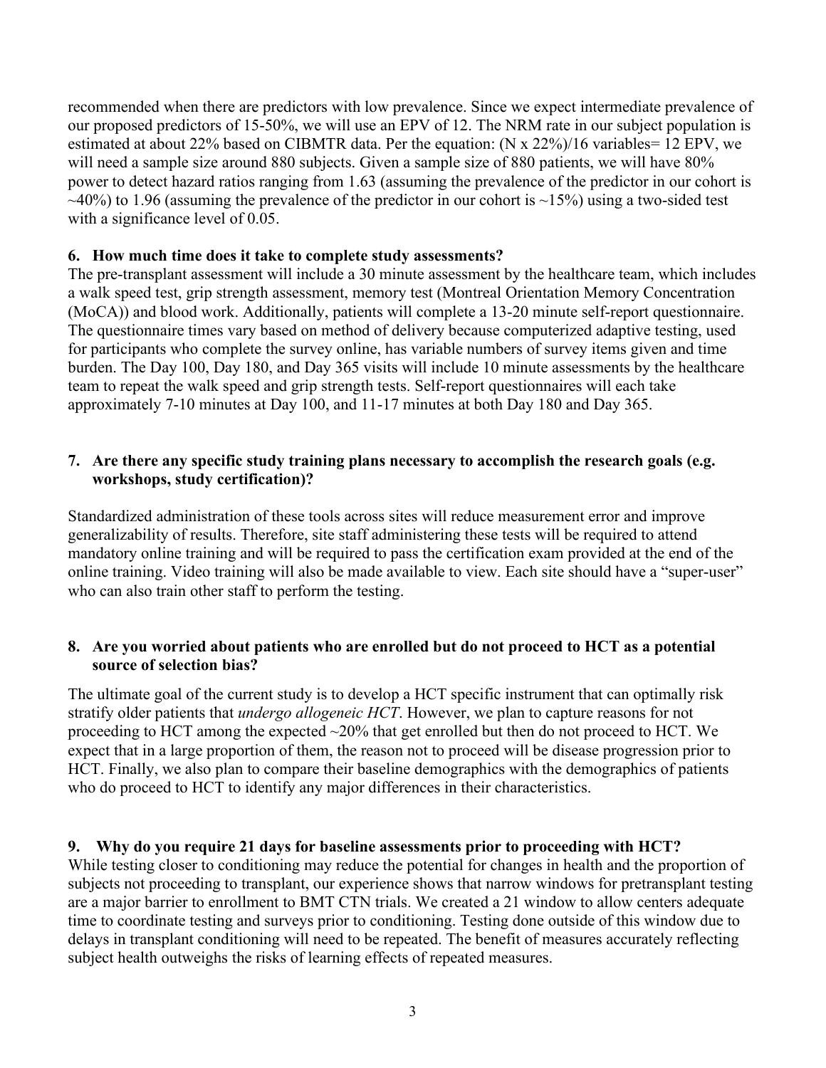recommended when there are predictors with low prevalence. Since we expect intermediate prevalence of our proposed predictors of 15-50%, we will use an EPV of 12. The NRM rate in our subject population is estimated at about 22% based on CIBMTR data. Per the equation: (N x 22%)/16 variables= 12 EPV, we will need a sample size around 880 subjects. Given a sample size of 880 patients, we will have 80% power to detect hazard ratios ranging from 1.63 (assuming the prevalence of the predictor in our cohort is ~40%) to 1.96 (assuming the prevalence of the predictor in our cohort is ~15%) using a two-sided test with a significance level of 0.05.

### 6. How much time does it take to complete study assessments?

The pre-transplant assessment will include a 30 minute assessment by the healthcare team, which includes a walk speed test, grip strength assessment, memory test (Montreal Orientation Memory Concentration (MoCA)) and blood work. Additionally, patients will complete a 13-20 minute self-report questionnaire. The questionnaire times vary based on method of delivery because computerized adaptive testing, used for participants who complete the survey online, has variable numbers of survey items given and time burden. The Day 100, Day 180, and Day 365 visits will include 10 minute assessments by the healthcare team to repeat the walk speed and grip strength tests. Self-report questionnaires will each take approximately 7-10 minutes at Day 100, and 11-17 minutes at both Day 180 and Day 365.

### 7. Are there any specific study training plans necessary to accomplish the research goals (e.g. workshops, study certification)?

Standardized administration of these tools across sites will reduce measurement error and improve generalizability of results. Therefore, site staff administering these tests will be required to attend mandatory online training and will be required to pass the certification exam provided at the end of the online training. Video training will also be made available to view. Each site should have a "super-user" who can also train other staff to perform the testing.

### 8. Are you worried about patients who are enrolled but do not proceed to HCT as a potential source of selection bias?

The ultimate goal of the current study is to develop a HCT specific instrument that can optimally risk stratify older patients that *undergo allogeneic HCT*. However, we plan to capture reasons for not proceeding to HCT among the expected ~20% that get enrolled but then do not proceed to HCT. We expect that in a large proportion of them, the reason not to proceed will be disease progression prior to HCT. Finally, we also plan to compare their baseline demographics with the demographics of patients who do proceed to HCT to identify any major differences in their characteristics.

### 9. Why do you require 21 days for baseline assessments prior to proceeding with HCT?

While testing closer to conditioning may reduce the potential for changes in health and the proportion of subjects not proceeding to transplant, our experience shows that narrow windows for pretransplant testing are a major barrier to enrollment to BMT CTN trials. We created a 21 window to allow centers adequate time to coordinate testing and surveys prior to conditioning. Testing done outside of this window due to delays in transplant conditioning will need to be repeated. The benefit of measures accurately reflecting subject health outweighs the risks of learning effects of repeated measures.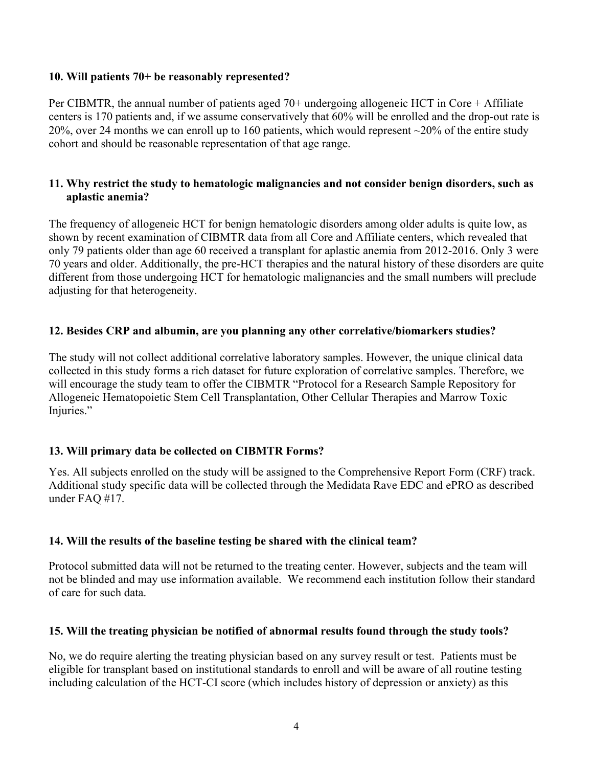**10. Will patients 70+ be reasonably represented?**

Per CIBMTR, the annual number of patients aged 70+ undergoing allogeneic HCT in Core + Affiliate centers is 170 patients and, if we assume conservatively that 60% will be enrolled and the drop-out rate is 20%, over 24 months we can enroll up to 160 patients, which would represent ~20% of the entire study cohort and should be reasonable representation of that age range.

**11. Why restrict the study to hematologic malignancies and not consider benign disorders, such as aplastic anemia?**

The frequency of allogeneic HCT for benign hematologic disorders among older adults is quite low, as shown by recent examination of CIBMTR data from all Core and Affiliate centers, which revealed that only 79 patients older than age 60 received a transplant for aplastic anemia from 2012-2016. Only 3 were 70 years and older. Additionally, the pre-HCT therapies and the natural history of these disorders are quite different from those undergoing HCT for hematologic malignancies and the small numbers will preclude adjusting for that heterogeneity.

**12. Besides CRP and albumin, are you planning any other correlative/biomarkers studies?**

The study will not collect additional correlative laboratory samples. However, the unique clinical data collected in this study forms a rich dataset for future exploration of correlative samples. Therefore, we will encourage the study team to offer the CIBMTR "Protocol for a Research Sample Repository for Allogeneic Hematopoietic Stem Cell Transplantation, Other Cellular Therapies and Marrow Toxic Injuries."

**13. Will primary data be collected on CIBMTR Forms?**

Yes. All subjects enrolled on the study will be assigned to the Comprehensive Report Form (CRF) track. Additional study specific data will be collected through the Medidata Rave EDC and ePRO as described under FAQ #17.

**14. Will the results of the baseline testing be shared with the clinical team?**

Protocol submitted data will not be returned to the treating center. However, subjects and the team will not be blinded and may use information available. We recommend each institution follow their standard of care for such data.

**15. Will the treating physician be notified of abnormal results found through the study tools?**

No, we do require alerting the treating physician based on any survey result or test. Patients must be eligible for transplant based on institutional standards to enroll and will be aware of all routine testing including calculation of the HCT-CI score (which includes history of depression or anxiety) as this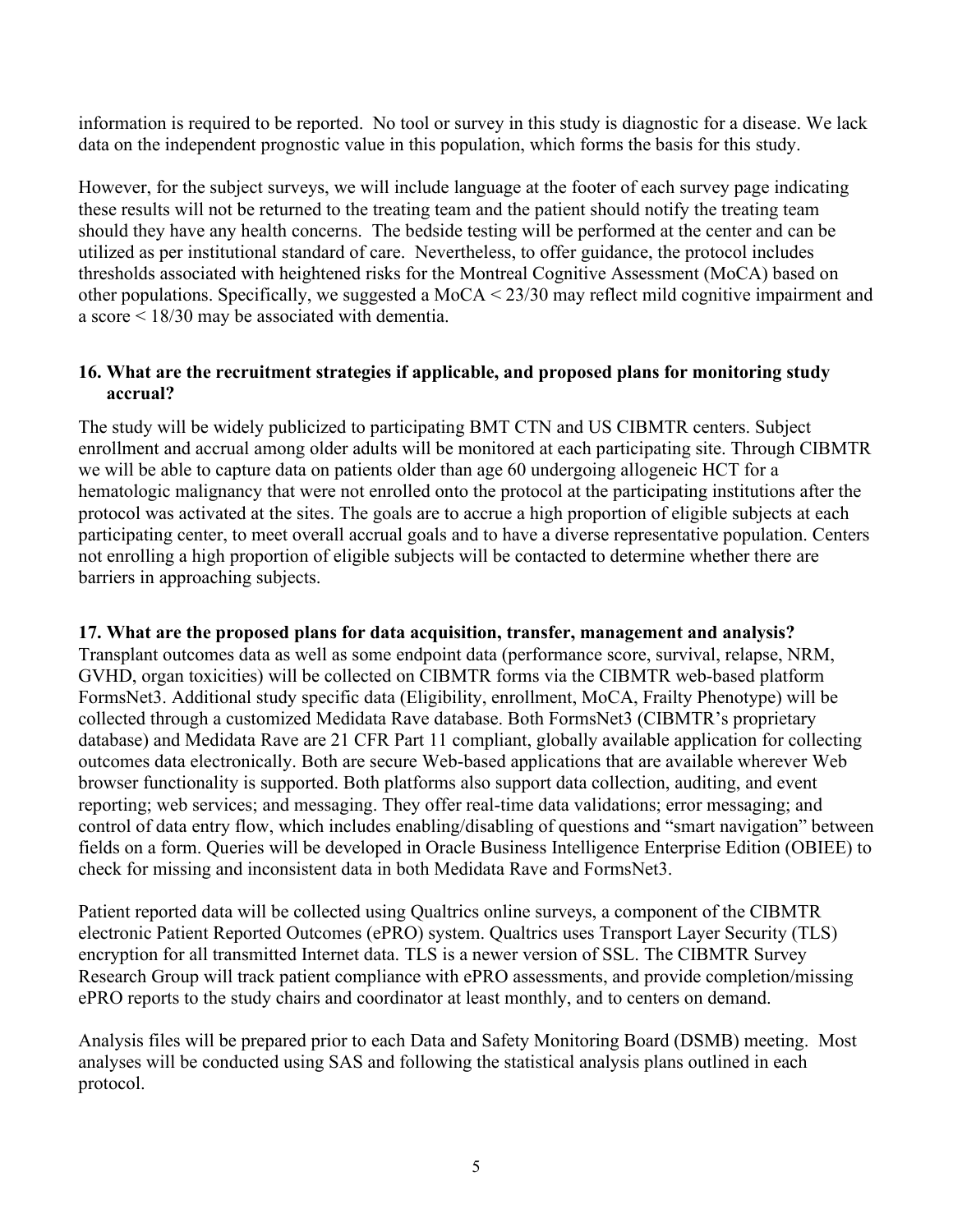information is required to be reported. No tool or survey in this study is diagnostic for a disease. We lack data on the independent prognostic value in this population, which forms the basis for this study.

However, for the subject surveys, we will include language at the footer of each survey page indicating these results will not be returned to the treating team and the patient should notify the treating team should they have any health concerns. The bedside testing will be performed at the center and can be utilized as per institutional standard of care. Nevertheless, to offer guidance, the protocol includes thresholds associated with heightened risks for the Montreal Cognitive Assessment (MoCA) based on other populations. Specifically, we suggested a MoCA < 23/30 may reflect mild cognitive impairment and a score < 18/30 may be associated with dementia.

**16. What are the recruitment strategies if applicable, and proposed plans for monitoring study accrual?**

The study will be widely publicized to participating BMT CTN and US CIBMTR centers. Subject enrollment and accrual among older adults will be monitored at each participating site. Through CIBMTR we will be able to capture data on patients older than age 60 undergoing allogeneic HCT for a hematologic malignancy that were not enrolled onto the protocol at the participating institutions after the protocol was activated at the sites. The goals are to accrue a high proportion of eligible subjects at each participating center, to meet overall accrual goals and to have a diverse representative population. Centers not enrolling a high proportion of eligible subjects will be contacted to determine whether there are barriers in approaching subjects.

**17. What are the proposed plans for data acquisition, transfer, management and analysis?**

Transplant outcomes data as well as some endpoint data (performance score, survival, relapse, NRM, GVHD, organ toxicities) will be collected on CIBMTR forms via the CIBMTR web-based platform FormsNet3. Additional study specific data (Eligibility, enrollment, MoCA, Frailty Phenotype) will be collected through a customized Medidata Rave database. Both FormsNet3 (CIBMTR's proprietary database) and Medidata Rave are 21 CFR Part 11 compliant, globally available application for collecting outcomes data electronically. Both are secure Web-based applications that are available wherever Web browser functionality is supported. Both platforms also support data collection, auditing, and event reporting; web services; and messaging. They offer real-time data validations; error messaging; and control of data entry flow, which includes enabling/disabling of questions and "smart navigation" between fields on a form. Queries will be developed in Oracle Business Intelligence Enterprise Edition (OBIEE) to check for missing and inconsistent data in both Medidata Rave and FormsNet3.

Patient reported data will be collected using Qualtrics online surveys, a component of the CIBMTR electronic Patient Reported Outcomes (ePRO) system. Qualtrics uses Transport Layer Security (TLS) encryption for all transmitted Internet data. TLS is a newer version of SSL. The CIBMTR Survey Research Group will track patient compliance with ePRO assessments, and provide completion/missing ePRO reports to the study chairs and coordinator at least monthly, and to centers on demand.

Analysis files will be prepared prior to each Data and Safety Monitoring Board (DSMB) meeting. Most analyses will be conducted using SAS and following the statistical analysis plans outlined in each protocol.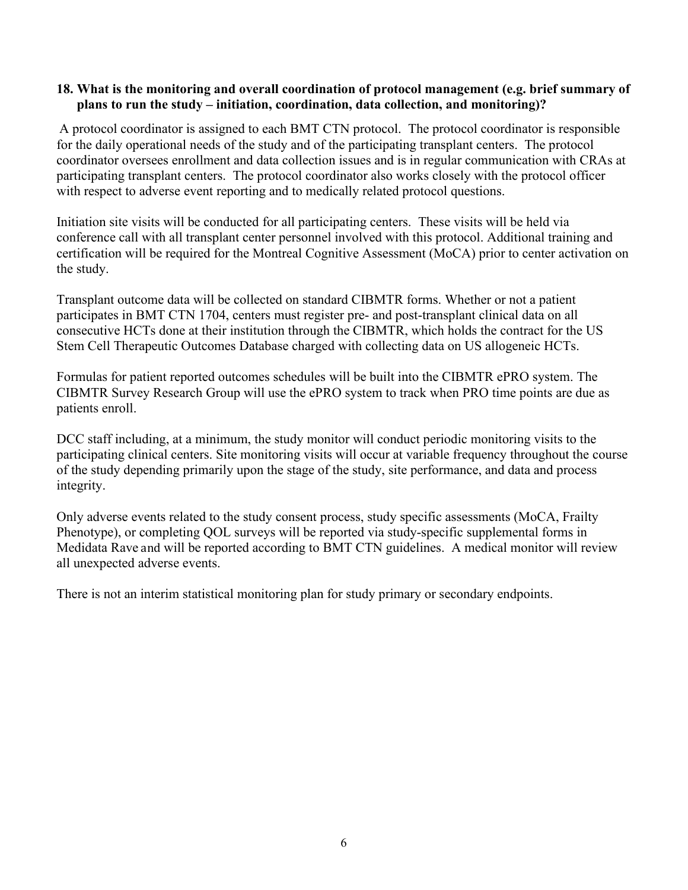**18. What is the monitoring and overall coordination of protocol management (e.g. brief summary of plans to run the study – initiation, coordination, data collection, and monitoring)?**

A protocol coordinator is assigned to each BMT CTN protocol. The protocol coordinator is responsible for the daily operational needs of the study and of the participating transplant centers. The protocol coordinator oversees enrollment and data collection issues and is in regular communication with CRAs at participating transplant centers. The protocol coordinator also works closely with the protocol officer with respect to adverse event reporting and to medically related protocol questions.

Initiation site visits will be conducted for all participating centers. These visits will be held via conference call with all transplant center personnel involved with this protocol. Additional training and certification will be required for the Montreal Cognitive Assessment (MoCA) prior to center activation on the study.

Transplant outcome data will be collected on standard CIBMTR forms. Whether or not a patient participates in BMT CTN 1704, centers must register pre- and post-transplant clinical data on all consecutive HCTs done at their institution through the CIBMTR, which holds the contract for the US Stem Cell Therapeutic Outcomes Database charged with collecting data on US allogeneic HCTs.

Formulas for patient reported outcomes schedules will be built into the CIBMTR ePRO system. The CIBMTR Survey Research Group will use the ePRO system to track when PRO time points are due as patients enroll.

DCC staff including, at a minimum, the study monitor will conduct periodic monitoring visits to the participating clinical centers. Site monitoring visits will occur at variable frequency throughout the course of the study depending primarily upon the stage of the study, site performance, and data and process integrity.

Only adverse events related to the study consent process, study specific assessments (MoCA, Frailty Phenotype), or completing QOL surveys will be reported via study-specific supplemental forms in Medidata Rave and will be reported according to BMT CTN guidelines. A medical monitor will review all unexpected adverse events.

There is not an interim statistical monitoring plan for study primary or secondary endpoints.